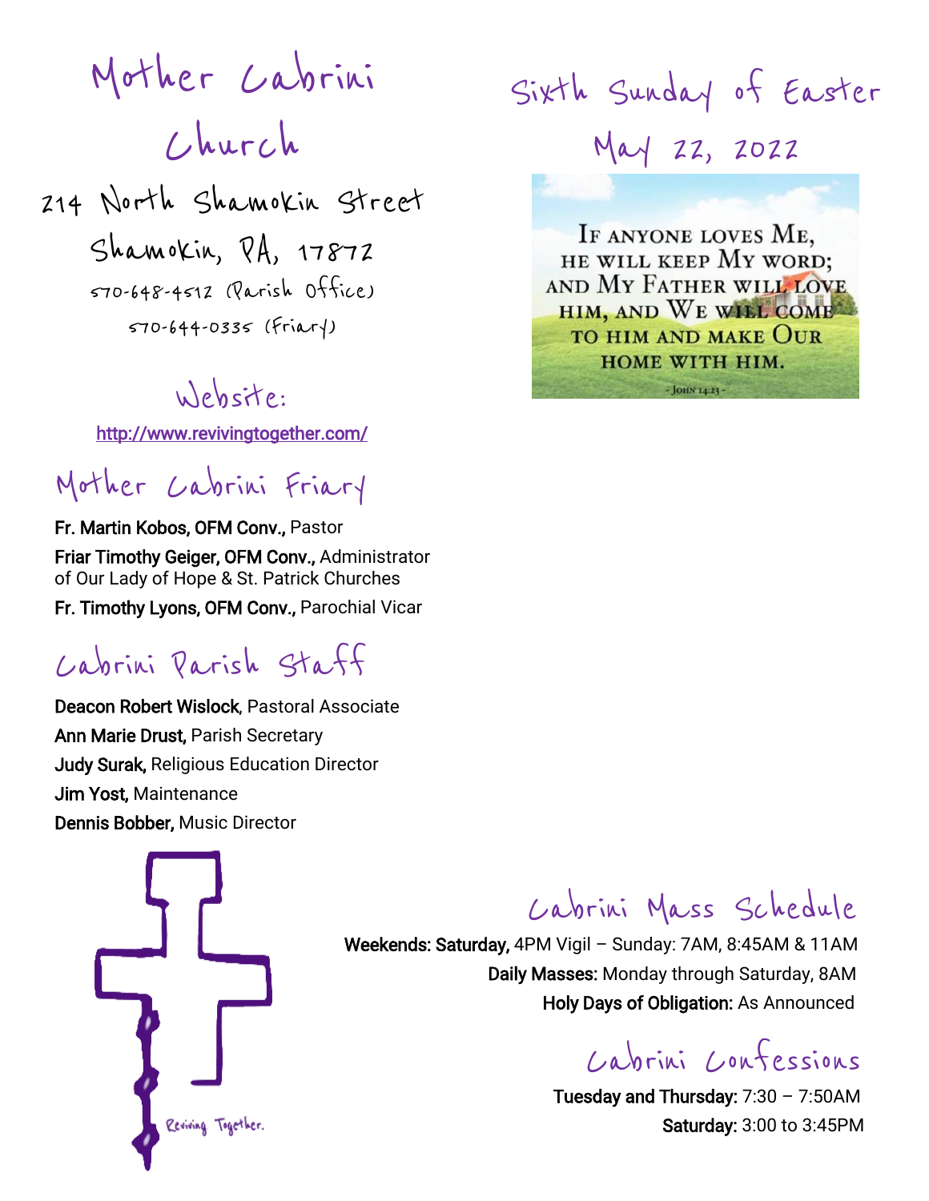# Mother Cabrini Church

214 North Shamokin Street

Shamokin, PA, 17872

570-648-4512 (Parish Office)

570-644-0335 (Friary)

## Website:

http://www.revivingtogether.com/

# Sixth Sunday of Easter

May 22, 2022

IF ANYONE LOVES ME, HE WILL KEEP MY WORD; AND MY FATHER WILL LOVE HIM, AND WE WILL COME TO HIM AND MAKE OUR HOME WITH HIM.

- JOHN 14:23 -

## Mother Cabrini Friary

**Fr. Martin Kobos, OFM Conv.,** Pastor

**Friar Timothy Geiger, OFM Conv.,** Administrator of Our Lady of Hope & St. Patrick Churches

**Fr. Timothy Lyons, OFM Conv.,** Parochial Vicar

## Cabrini Parish Staff

**Deacon Robert Wislock**, Pastoral Associate

**Ann Marie Drust,** Parish Secretary

**Judy Surak,** Religious Education Director

**Jim Yost,** Maintenance

**Dennis Bobber,** Music Director

Reviving Together.

## Cabrini Mass Schedule

**Weekends: Saturday,** 4PM Vigil – Sunday: 7AM, 8:45AM & 11AM

**Daily Masses:** Monday through Saturday, 8AM

**Holy Days of Obligation:** As Announced

## Cabrini Confessions

**Tuesday and Thursday:** 7:30 – 7:50AM

**Saturday:** 3:00 to 3:45PM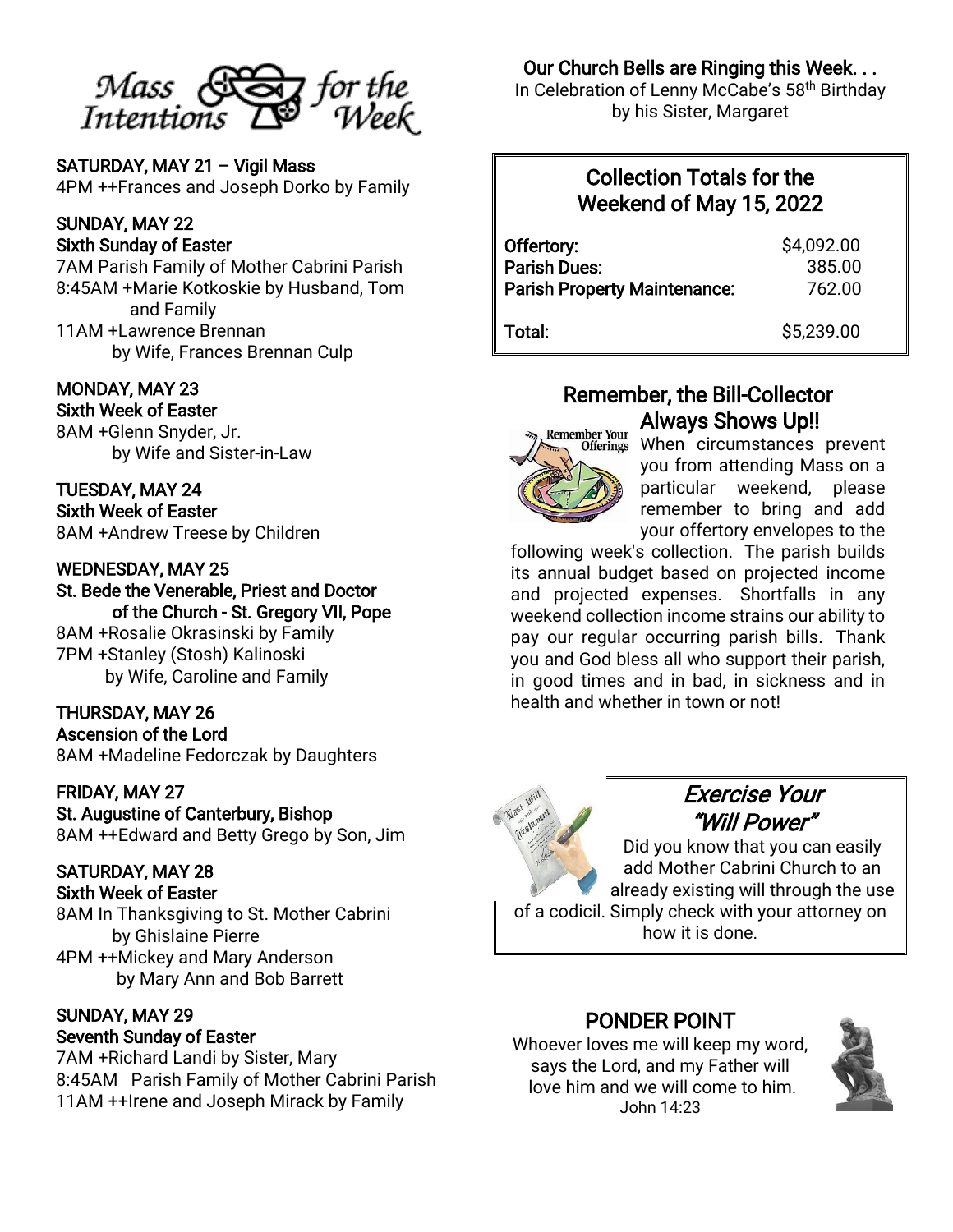# Mass Intentions for the Week

**SATURDAY, MAY 21 – Vigil Mass**
4PM ++Frances and Joseph Dorko by Family

**SUNDAY, MAY 22**
**Sixth Sunday of Easter**
7AM Parish Family of Mother Cabrini Parish
8:45AM +Marie Kotkoskie by Husband, Tom and Family
11AM +Lawrence Brennan by Wife, Frances Brennan Culp

**MONDAY, MAY 23**
**Sixth Week of Easter**
8AM +Glenn Snyder, Jr. by Wife and Sister-in-Law

**TUESDAY, MAY 24**
**Sixth Week of Easter**
8AM +Andrew Treese by Children

**WEDNESDAY, MAY 25**
**St. Bede the Venerable, Priest and Doctor of the Church - St. Gregory VII, Pope**
8AM +Rosalie Okrasinski by Family
7PM +Stanley (Stosh) Kalinoski by Wife, Caroline and Family

**THURSDAY, MAY 26**
**Ascension of the Lord**
8AM +Madeline Fedorczak by Daughters

**FRIDAY, MAY 27**
**St. Augustine of Canterbury, Bishop**
8AM ++Edward and Betty Grego by Son, Jim

**SATURDAY, MAY 28**
**Sixth Week of Easter**
8AM In Thanksgiving to St. Mother Cabrini by Ghislaine Pierre
4PM ++Mickey and Mary Anderson by Mary Ann and Bob Barrett

**SUNDAY, MAY 29**
**Seventh Sunday of Easter**
7AM +Richard Landi by Sister, Mary
8:45AM Parish Family of Mother Cabrini Parish
11AM ++Irene and Joseph Mirack by Family

## Our Church Bells are Ringing this Week. . .

In Celebration of Lenny McCabe's 58th Birthday by his Sister, Margaret

## Collection Totals for the Weekend of May 15, 2022

| | |
|---|---|
| **Offertory:** | $4,092.00 |
| **Parish Dues:** | 385.00 |
| **Parish Property Maintenance:** | 762.00 |
| **Total:** | $5,239.00 |

## Remember, the Bill-Collector Always Shows Up!!

When circumstances prevent you from attending Mass on a particular weekend, please remember to bring and add your offertory envelopes to the following week's collection. The parish builds its annual budget based on projected income and projected expenses. Shortfalls in any weekend collection income strains our ability to pay our regular occurring parish bills. Thank you and God bless all who support their parish, in good times and in bad, in sickness and in health and whether in town or not!

## *Exercise Your "Will Power"*

Did you know that you can easily add Mother Cabrini Church to an already existing will through the use of a codicil. Simply check with your attorney on how it is done.

## PONDER POINT

Whoever loves me will keep my word, says the Lord, and my Father will love him and we will come to him.
John 14:23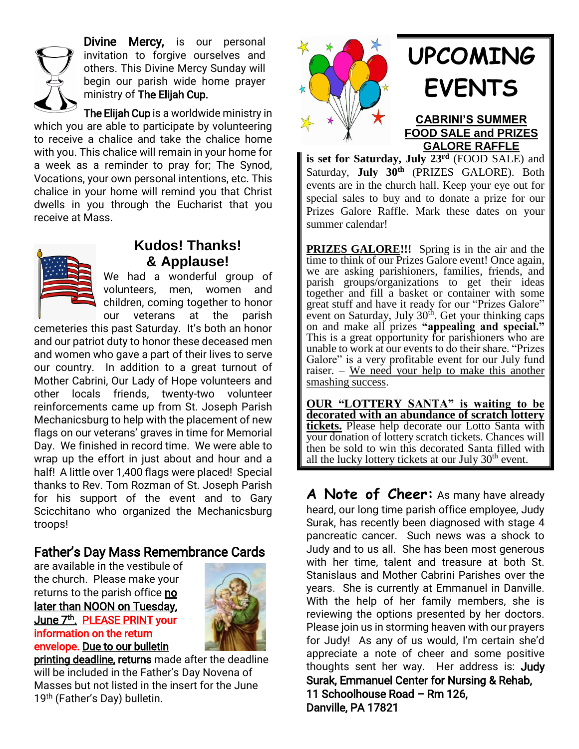**Divine Mercy,** is our personal invitation to forgive ourselves and others. This Divine Mercy Sunday will begin our parish wide home prayer ministry of **The Elijah Cup.**

**The Elijah Cup** is a worldwide ministry in which you are able to participate by volunteering to receive a chalice and take the chalice home with you. This chalice will remain in your home for a week as a reminder to pray for; The Synod, Vocations, your own personal intentions, etc. This chalice in your home will remind you that Christ dwells in you through the Eucharist that you receive at Mass.

## Kudos! Thanks! & Applause!

We had a wonderful group of volunteers, men, women and children, coming together to honor our veterans at the parish cemeteries this past Saturday. It's both an honor and our patriot duty to honor these deceased men and women who gave a part of their lives to serve our country. In addition to a great turnout of Mother Cabrini, Our Lady of Hope volunteers and other locals friends, twenty-two volunteer reinforcements came up from St. Joseph Parish Mechanicsburg to help with the placement of new flags on our veterans' graves in time for Memorial Day. We finished in record time. We were able to wrap up the effort in just about and hour and a half! A little over 1,400 flags were placed! Special thanks to Rev. Tom Rozman of St. Joseph Parish for his support of the event and to Gary Scicchitano who organized the Mechanicsburg troops!

## Father's Day Mass Remembrance Cards

are available in the vestibule of the church. Please make your returns to the parish office <u>**no later than NOON on Tuesday, June 7th.**</u> **<u>PLEASE PRINT</u> your information on the return envelope.** <u>**Due to our bulletin printing deadline,**</u> **returns** made after the deadline will be included in the Father's Day Novena of Masses but not listed in the insert for the June 19th (Father's Day) bulletin.

# UPCOMING EVENTS

### CABRINI'S SUMMER FOOD SALE and PRIZES GALORE RAFFLE

**is set for Saturday, July 23rd** (FOOD SALE) and Saturday, **July 30th** (PRIZES GALORE). Both events are in the church hall. Keep your eye out for special sales to buy and to donate a prize for our Prizes Galore Raffle. Mark these dates on your summer calendar!

**<u>PRIZES GALORE!!!</u>** Spring is in the air and the time to think of our Prizes Galore event! Once again, we are asking parishioners, families, friends, and parish groups/organizations to get their ideas together and fill a basket or container with some great stuff and have it ready for our "Prizes Galore" event on Saturday, July 30th. Get your thinking caps on and make all prizes **"appealing and special."** This is a great opportunity for parishioners who are unable to work at our events to do their share. "Prizes Galore" is a very profitable event for our July fund raiser. – <u>We need your help to make this another smashing success</u>.

**<u>OUR "LOTTERY SANTA" is waiting to be decorated with an abundance of scratch lottery tickets.</u>** Please help decorate our Lotto Santa with your donation of lottery scratch tickets. Chances will then be sold to win this decorated Santa filled with all the lucky lottery tickets at our July 30th event.

**A Note of Cheer:** As many have already heard, our long time parish office employee, Judy Surak, has recently been diagnosed with stage 4 pancreatic cancer. Such news was a shock to Judy and to us all. She has been most generous with her time, talent and treasure at both St. Stanislaus and Mother Cabrini Parishes over the years. She is currently at Emmanuel in Danville. With the help of her family members, she is reviewing the options presented by her doctors. Please join us in storming heaven with our prayers for Judy! As any of us would, I'm certain she'd appreciate a note of cheer and some positive thoughts sent her way. Her address is: **Judy Surak, Emmanuel Center for Nursing & Rehab,
11 Schoolhouse Road – Rm 126,
Danville, PA 17821**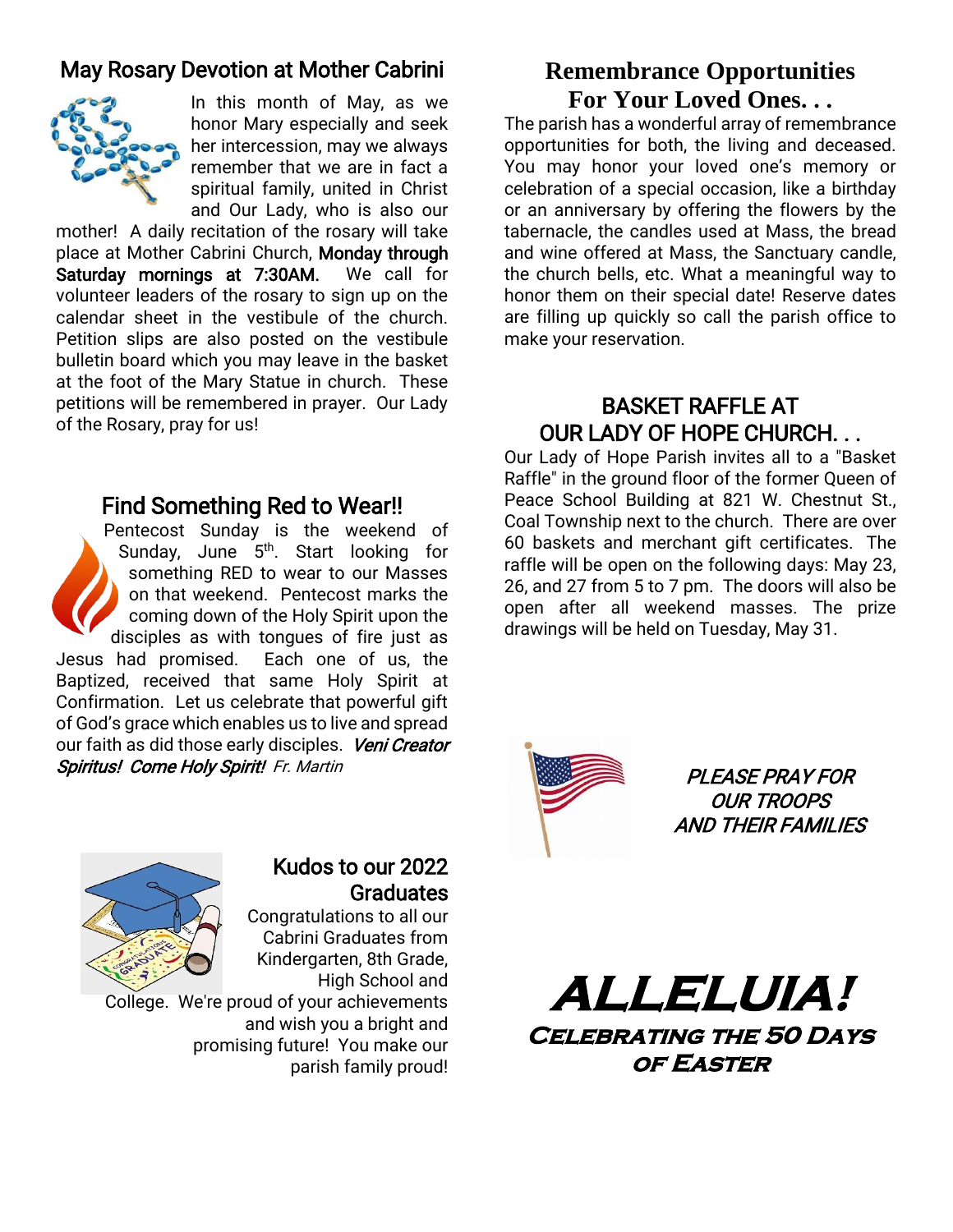## May Rosary Devotion at Mother Cabrini

In this month of May, as we honor Mary especially and seek her intercession, may we always remember that we are in fact a spiritual family, united in Christ and Our Lady, who is also our mother! A daily recitation of the rosary will take place at Mother Cabrini Church, **Monday through Saturday mornings at 7:30AM.** We call for volunteer leaders of the rosary to sign up on the calendar sheet in the vestibule of the church. Petition slips are also posted on the vestibule bulletin board which you may leave in the basket at the foot of the Mary Statue in church. These petitions will be remembered in prayer. Our Lady of the Rosary, pray for us!

## Find Something Red to Wear!!

Pentecost Sunday is the weekend of Sunday, June 5th. Start looking for something RED to wear to our Masses on that weekend. Pentecost marks the coming down of the Holy Spirit upon the disciples as with tongues of fire just as Jesus had promised. Each one of us, the Baptized, received that same Holy Spirit at Confirmation. Let us celebrate that powerful gift of God's grace which enables us to live and spread our faith as did those early disciples. ***Veni Creator Spiritus! Come Holy Spirit!*** *Fr. Martin*

## Kudos to our 2022 Graduates

Congratulations to all our Cabrini Graduates from Kindergarten, 8th Grade, High School and College. We're proud of your achievements and wish you a bright and promising future! You make our parish family proud!

## Remembrance Opportunities For Your Loved Ones. . .

The parish has a wonderful array of remembrance opportunities for both, the living and deceased. You may honor your loved one's memory or celebration of a special occasion, like a birthday or an anniversary by offering the flowers by the tabernacle, the candles used at Mass, the bread and wine offered at Mass, the Sanctuary candle, the church bells, etc. What a meaningful way to honor them on their special date! Reserve dates are filling up quickly so call the parish office to make your reservation.

## BASKET RAFFLE AT OUR LADY OF HOPE CHURCH. . .

Our Lady of Hope Parish invites all to a "Basket Raffle" in the ground floor of the former Queen of Peace School Building at 821 W. Chestnut St., Coal Township next to the church. There are over 60 baskets and merchant gift certificates. The raffle will be open on the following days: May 23, 26, and 27 from 5 to 7 pm. The doors will also be open after all weekend masses. The prize drawings will be held on Tuesday, May 31.

***PLEASE PRAY FOR OUR TROOPS AND THEIR FAMILIES***

# ***ALLELUIA!***

***CELEBRATING THE 50 DAYS OF EASTER***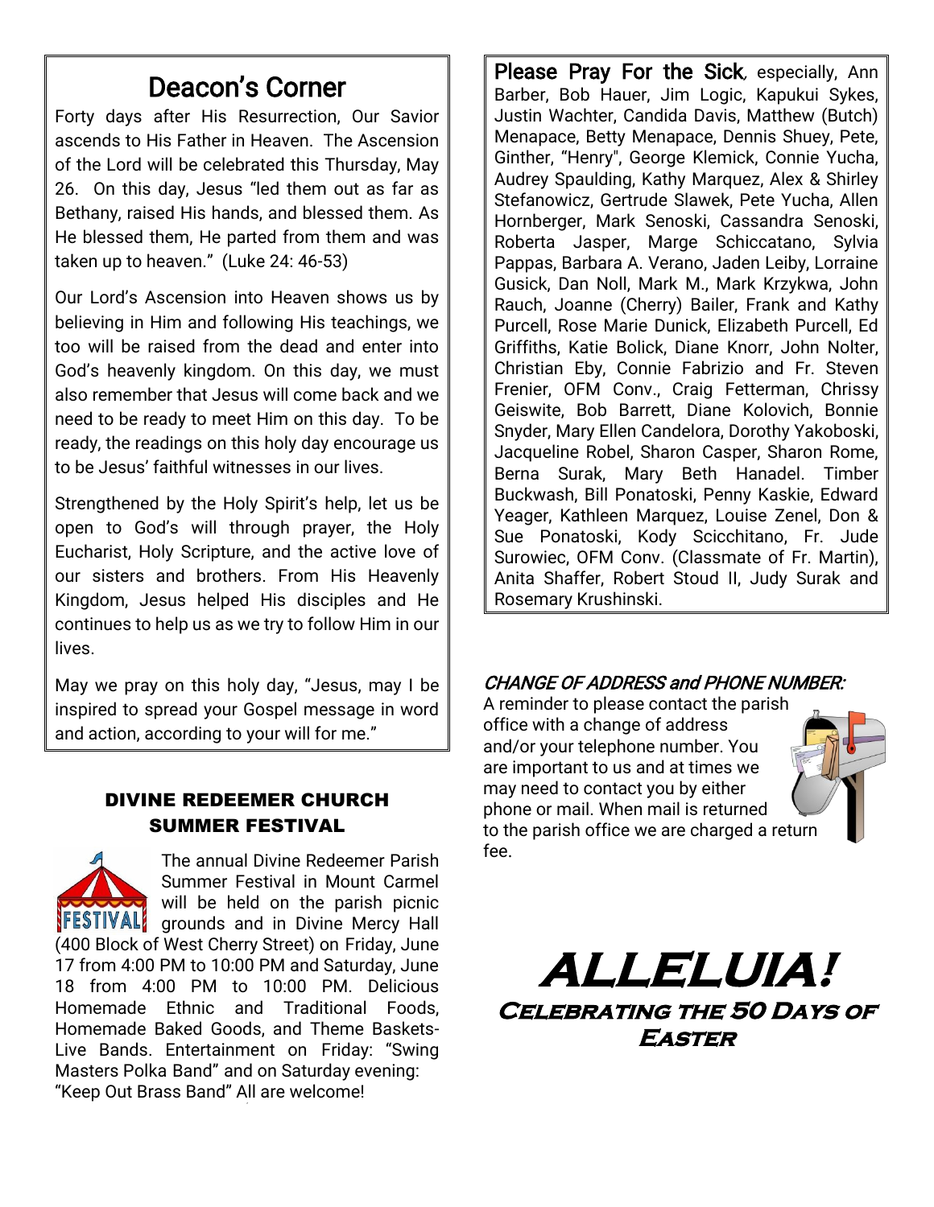## Deacon's Corner

Forty days after His Resurrection, Our Savior ascends to His Father in Heaven. The Ascension of the Lord will be celebrated this Thursday, May 26. On this day, Jesus "led them out as far as Bethany, raised His hands, and blessed them. As He blessed them, He parted from them and was taken up to heaven." (Luke 24: 46-53)

Our Lord's Ascension into Heaven shows us by believing in Him and following His teachings, we too will be raised from the dead and enter into God's heavenly kingdom. On this day, we must also remember that Jesus will come back and we need to be ready to meet Him on this day. To be ready, the readings on this holy day encourage us to be Jesus' faithful witnesses in our lives.

Strengthened by the Holy Spirit's help, let us be open to God's will through prayer, the Holy Eucharist, Holy Scripture, and the active love of our sisters and brothers. From His Heavenly Kingdom, Jesus helped His disciples and He continues to help us as we try to follow Him in our lives.

May we pray on this holy day, "Jesus, may I be inspired to spread your Gospel message in word and action, according to your will for me."

### DIVINE REDEEMER CHURCH SUMMER FESTIVAL

The annual Divine Redeemer Parish Summer Festival in Mount Carmel will be held on the parish picnic grounds and in Divine Mercy Hall (400 Block of West Cherry Street) on Friday, June 17 from 4:00 PM to 10:00 PM and Saturday, June 18 from 4:00 PM to 10:00 PM. Delicious Homemade Ethnic and Traditional Foods, Homemade Baked Goods, and Theme Baskets- Live Bands. Entertainment on Friday: "Swing Masters Polka Band" and on Saturday evening: "Keep Out Brass Band" All are welcome!

**Please Pray For the Sick**, especially, Ann Barber, Bob Hauer, Jim Logic, Kapukui Sykes, Justin Wachter, Candida Davis, Matthew (Butch) Menapace, Betty Menapace, Dennis Shuey, Pete, Ginther, "Henry", George Klemick, Connie Yucha, Audrey Spaulding, Kathy Marquez, Alex & Shirley Stefanowicz, Gertrude Slawek, Pete Yucha, Allen Hornberger, Mark Senoski, Cassandra Senoski, Roberta Jasper, Marge Schiccatano, Sylvia Pappas, Barbara A. Verano, Jaden Leiby, Lorraine Gusick, Dan Noll, Mark M., Mark Krzykwa, John Rauch, Joanne (Cherry) Bailer, Frank and Kathy Purcell, Rose Marie Dunick, Elizabeth Purcell, Ed Griffiths, Katie Bolick, Diane Knorr, John Nolter, Christian Eby, Connie Fabrizio and Fr. Steven Frenier, OFM Conv., Craig Fetterman, Chrissy Geiswite, Bob Barrett, Diane Kolovich, Bonnie Snyder, Mary Ellen Candelora, Dorothy Yakoboski, Jacqueline Robel, Sharon Casper, Sharon Rome, Berna Surak, Mary Beth Hanadel. Timber Buckwash, Bill Ponatoski, Penny Kaskie, Edward Yeager, Kathleen Marquez, Louise Zenel, Don & Sue Ponatoski, Kody Scicchitano, Fr. Jude Surowiec, OFM Conv. (Classmate of Fr. Martin), Anita Shaffer, Robert Stoud II, Judy Surak and Rosemary Krushinski.

***CHANGE OF ADDRESS and PHONE NUMBER:***

A reminder to please contact the parish office with a change of address and/or your telephone number. You are important to us and at times we may need to contact you by either phone or mail. When mail is returned to the parish office we are charged a return fee.

# ALLELUIA!

### Celebrating the 50 Days of Easter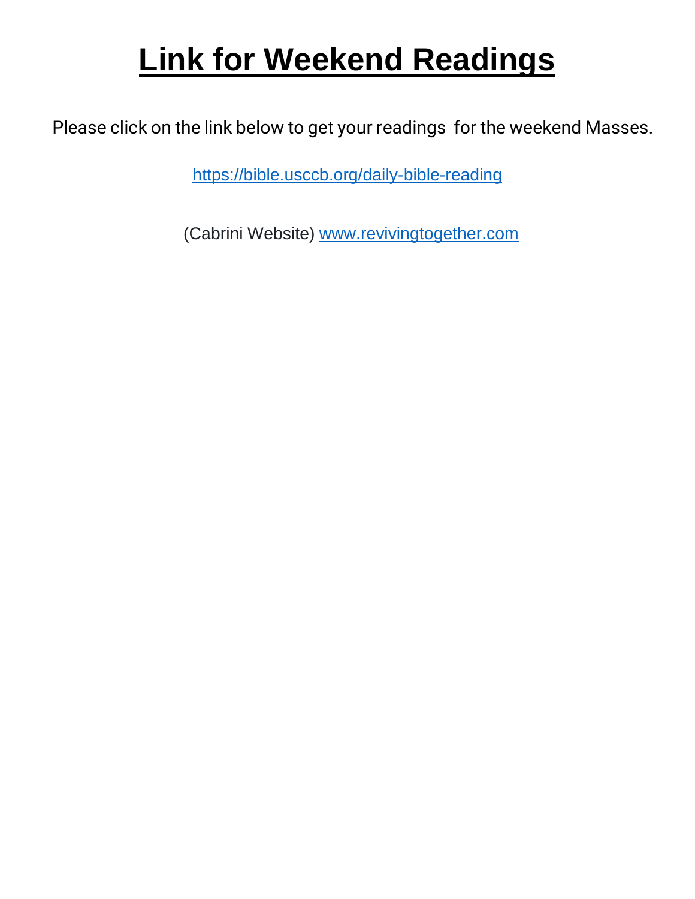# Link for Weekend Readings

Please click on the link below to get your readings for the weekend Masses.

https://bible.usccb.org/daily-bible-reading

(Cabrini Website) www.revivingtogether.com